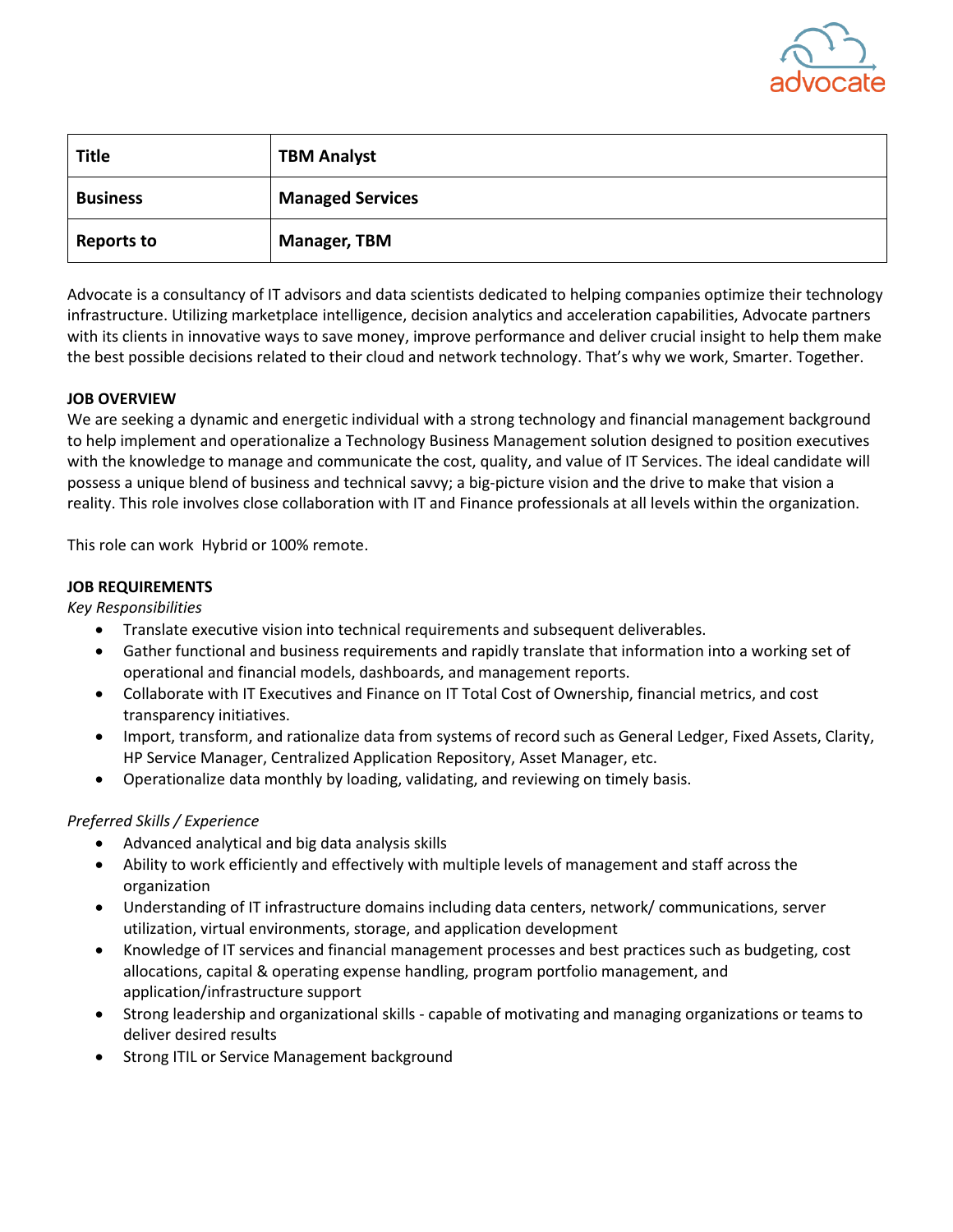| Title | TBM Analyst |
|---|---|
| Business | Managed Services |
| Reports to | Manager, TBM |

Advocate is a consultancy of IT advisors and data scientists dedicated to helping companies optimize their technology infrastructure. Utilizing marketplace intelligence, decision analytics and acceleration capabilities, Advocate partners with its clients in innovative ways to save money, improve performance and deliver crucial insight to help them make the best possible decisions related to their cloud and network technology. That's why we work, Smarter. Together.

**JOB OVERVIEW**

We are seeking a dynamic and energetic individual with a strong technology and financial management background to help implement and operationalize a Technology Business Management solution designed to position executives with the knowledge to manage and communicate the cost, quality, and value of IT Services. The ideal candidate will possess a unique blend of business and technical savvy; a big-picture vision and the drive to make that vision a reality. This role involves close collaboration with IT and Finance professionals at all levels within the organization.

This role can work Hybrid or 100% remote.

**JOB REQUIREMENTS**

*Key Responsibilities*

- Translate executive vision into technical requirements and subsequent deliverables.
- Gather functional and business requirements and rapidly translate that information into a working set of operational and financial models, dashboards, and management reports.
- Collaborate with IT Executives and Finance on IT Total Cost of Ownership, financial metrics, and cost transparency initiatives.
- Import, transform, and rationalize data from systems of record such as General Ledger, Fixed Assets, Clarity, HP Service Manager, Centralized Application Repository, Asset Manager, etc.
- Operationalize data monthly by loading, validating, and reviewing on timely basis.

*Preferred Skills / Experience*

- Advanced analytical and big data analysis skills
- Ability to work efficiently and effectively with multiple levels of management and staff across the organization
- Understanding of IT infrastructure domains including data centers, network/ communications, server utilization, virtual environments, storage, and application development
- Knowledge of IT services and financial management processes and best practices such as budgeting, cost allocations, capital & operating expense handling, program portfolio management, and application/infrastructure support
- Strong leadership and organizational skills - capable of motivating and managing organizations or teams to deliver desired results
- Strong ITIL or Service Management background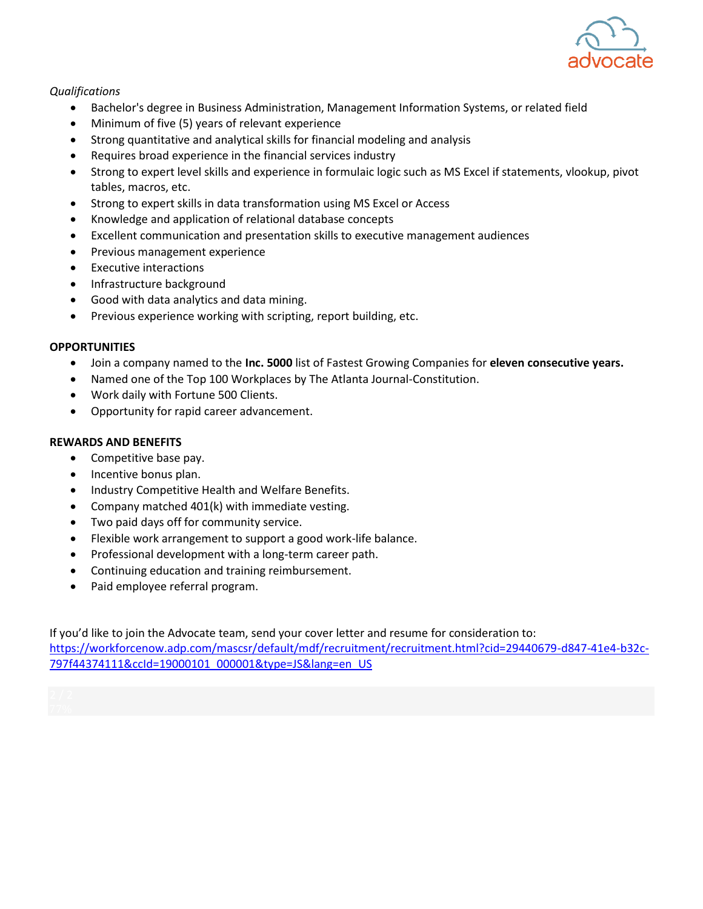*Qualifications*

- Bachelor's degree in Business Administration, Management Information Systems, or related field
- Minimum of five (5) years of relevant experience
- Strong quantitative and analytical skills for financial modeling and analysis
- Requires broad experience in the financial services industry
- Strong to expert level skills and experience in formulaic logic such as MS Excel if statements, vlookup, pivot tables, macros, etc.
- Strong to expert skills in data transformation using MS Excel or Access
- Knowledge and application of relational database concepts
- Excellent communication and presentation skills to executive management audiences
- Previous management experience
- Executive interactions
- Infrastructure background
- Good with data analytics and data mining.
- Previous experience working with scripting, report building, etc.

**OPPORTUNITIES**

- Join a company named to the **Inc. 5000** list of Fastest Growing Companies for **eleven consecutive years.**
- Named one of the Top 100 Workplaces by The Atlanta Journal-Constitution.
- Work daily with Fortune 500 Clients.
- Opportunity for rapid career advancement.

**REWARDS AND BENEFITS**

- Competitive base pay.
- Incentive bonus plan.
- Industry Competitive Health and Welfare Benefits.
- Company matched 401(k) with immediate vesting.
- Two paid days off for community service.
- Flexible work arrangement to support a good work-life balance.
- Professional development with a long-term career path.
- Continuing education and training reimbursement.
- Paid employee referral program.

If you'd like to join the Advocate team, send your cover letter and resume for consideration to:
https://workforcenow.adp.com/mascsr/default/mdf/recruitment/recruitment.html?cid=29440679-d847-41e4-b32c-797f44374111&ccId=19000101_000001&type=JS&lang=en_US